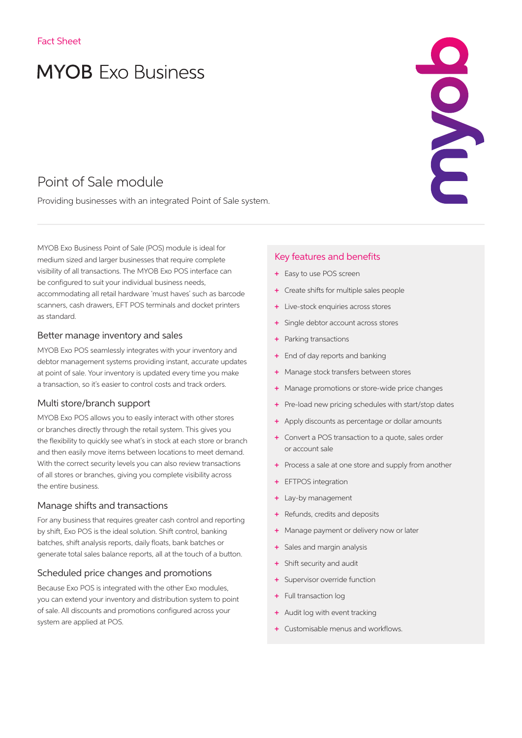Fact Sheet

# MYOB Exo Business

## Point of Sale module

Providing businesses with an integrated Point of Sale system.

MYOB Exo Business Point of Sale (POS) module is ideal for medium sized and larger businesses that require complete visibility of all transactions. The MYOB Exo POS interface can be configured to suit your individual business needs, accommodating all retail hardware 'must haves' such as barcode scanners, cash drawers, EFT POS terminals and docket printers as standard.

### Better manage inventory and sales

MYOB Exo POS seamlessly integrates with your inventory and debtor management systems providing instant, accurate updates at point of sale. Your inventory is updated every time you make a transaction, so it's easier to control costs and track orders.

### Multi store/branch support

MYOB Exo POS allows you to easily interact with other stores or branches directly through the retail system. This gives you the flexibility to quickly see what's in stock at each store or branch and then easily move items between locations to meet demand. With the correct security levels you can also review transactions of all stores or branches, giving you complete visibility across the entire business.

### Manage shifts and transactions

For any business that requires greater cash control and reporting by shift, Exo POS is the ideal solution. Shift control, banking batches, shift analysis reports, daily floats, bank batches or generate total sales balance reports, all at the touch of a button.

### Scheduled price changes and promotions

Because Exo POS is integrated with the other Exo modules, you can extend your inventory and distribution system to point of sale. All discounts and promotions configured across your system are applied at POS.

### Key features and benefits

- Easy to use POS screen
- Create shifts for multiple sales people
- Live-stock enquiries across stores
- Single debtor account across stores
- Parking transactions
- End of day reports and banking
- Manage stock transfers between stores
- Manage promotions or store-wide price changes
- Pre-load new pricing schedules with start/stop dates
- Apply discounts as percentage or dollar amounts
- Convert a POS transaction to a quote, sales order or account sale
- Process a sale at one store and supply from another
- EFTPOS integration
- Lay-by management
- Refunds, credits and deposits
- Manage payment or delivery now or later
- Sales and margin analysis
- Shift security and audit
- Supervisor override function
- Full transaction log
- Audit log with event tracking
- Customisable menus and workflows.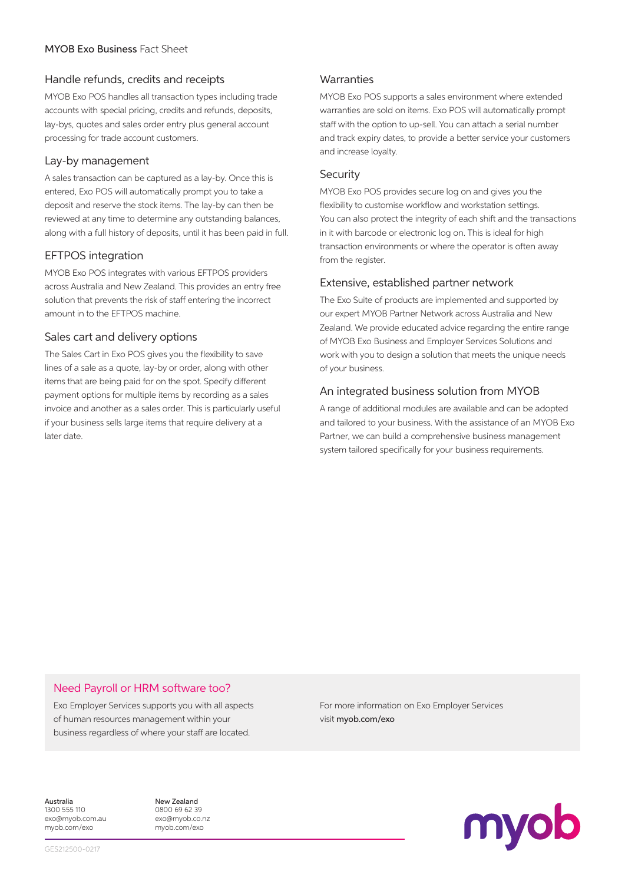## Handle refunds, credits and receipts

MYOB Exo POS handles all transaction types including trade accounts with special pricing, credits and refunds, deposits, lay-bys, quotes and sales order entry plus general account processing for trade account customers.

## Lay-by management

A sales transaction can be captured as a lay-by. Once this is entered, Exo POS will automatically prompt you to take a deposit and reserve the stock items. The lay-by can then be reviewed at any time to determine any outstanding balances, along with a full history of deposits, until it has been paid in full.

## EFTPOS integration

MYOB Exo POS integrates with various EFTPOS providers across Australia and New Zealand. This provides an entry free solution that prevents the risk of staff entering the incorrect amount in to the EFTPOS machine.

## Sales cart and delivery options

The Sales Cart in Exo POS gives you the flexibility to save lines of a sale as a quote, lay-by or order, along with other items that are being paid for on the spot. Specify different payment options for multiple items by recording as a sales invoice and another as a sales order. This is particularly useful if your business sells large items that require delivery at a later date.

## Warranties

MYOB Exo POS supports a sales environment where extended warranties are sold on items. Exo POS will automatically prompt staff with the option to up-sell. You can attach a serial number and track expiry dates, to provide a better service your customers and increase loyalty.

## Security

MYOB Exo POS provides secure log on and gives you the flexibility to customise workflow and workstation settings. You can also protect the integrity of each shift and the transactions in it with barcode or electronic log on. This is ideal for high transaction environments or where the operator is often away from the register.

## Extensive, established partner network

The Exo Suite of products are implemented and supported by our expert MYOB Partner Network across Australia and New Zealand. We provide educated advice regarding the entire range of MYOB Exo Business and Employer Services Solutions and work with you to design a solution that meets the unique needs of your business.

## An integrated business solution from MYOB

A range of additional modules are available and can be adopted and tailored to your business. With the assistance of an MYOB Exo Partner, we can build a comprehensive business management system tailored specifically for your business requirements.

## Need Payroll or HRM software too?

Exo Employer Services supports you with all aspects of human resources management within your business regardless of where your staff are located.

For more information on Exo Employer Services visit **myob.com/exo**

**Australia**
1300 555 110
exo@myob.com.au
myob.com/exo

**New Zealand**
0800 69 62 39
exo@myob.co.nz
myob.com/exo

GES212500-0217